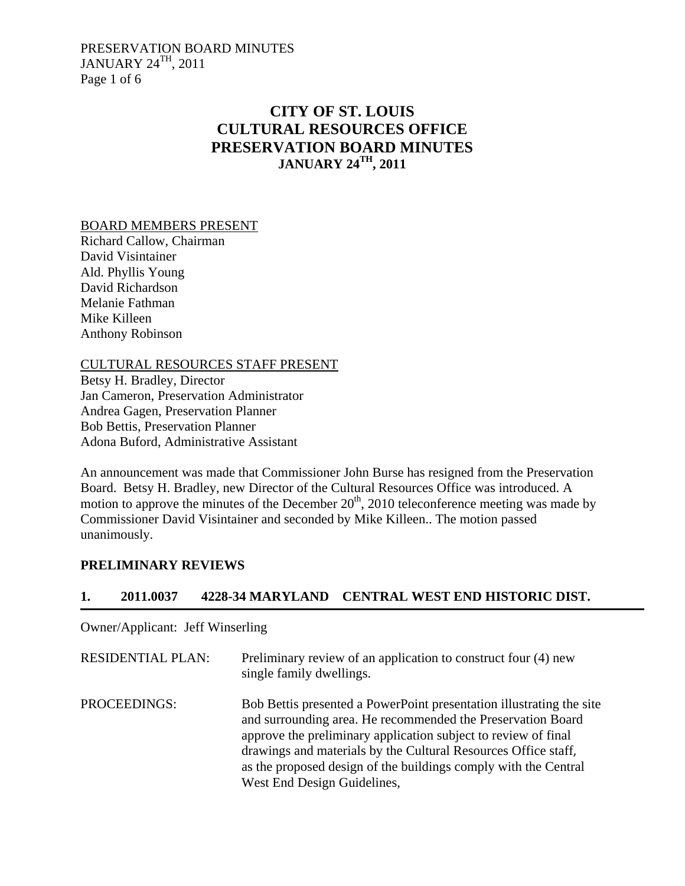# CITY OF ST. LOUIS
# CULTURAL RESOURCES OFFICE
# PRESERVATION BOARD MINUTES
## JANUARY 24TH, 2011

BOARD MEMBERS PRESENT

Richard Callow, Chairman
David Visintainer
Ald. Phyllis Young
David Richardson
Melanie Fathman
Mike Killeen
Anthony Robinson

CULTURAL RESOURCES STAFF PRESENT

Betsy H. Bradley, Director
Jan Cameron, Preservation Administrator
Andrea Gagen, Preservation Planner
Bob Bettis, Preservation Planner
Adona Buford, Administrative Assistant

An announcement was made that Commissioner John Burse has resigned from the Preservation Board. Betsy H. Bradley, new Director of the Cultural Resources Office was introduced. A motion to approve the minutes of the December 20th, 2010 teleconference meeting was made by Commissioner David Visintainer and seconded by Mike Killeen.. The motion passed unanimously.

## PRELIMINARY REVIEWS

### 1. 2011.0037 4228-34 MARYLAND CENTRAL WEST END HISTORIC DIST.

Owner/Applicant: Jeff Winserling

RESIDENTIAL PLAN: Preliminary review of an application to construct four (4) new single family dwellings.

PROCEEDINGS: Bob Bettis presented a PowerPoint presentation illustrating the site and surrounding area. He recommended the Preservation Board approve the preliminary application subject to review of final drawings and materials by the Cultural Resources Office staff, as the proposed design of the buildings comply with the Central West End Design Guidelines,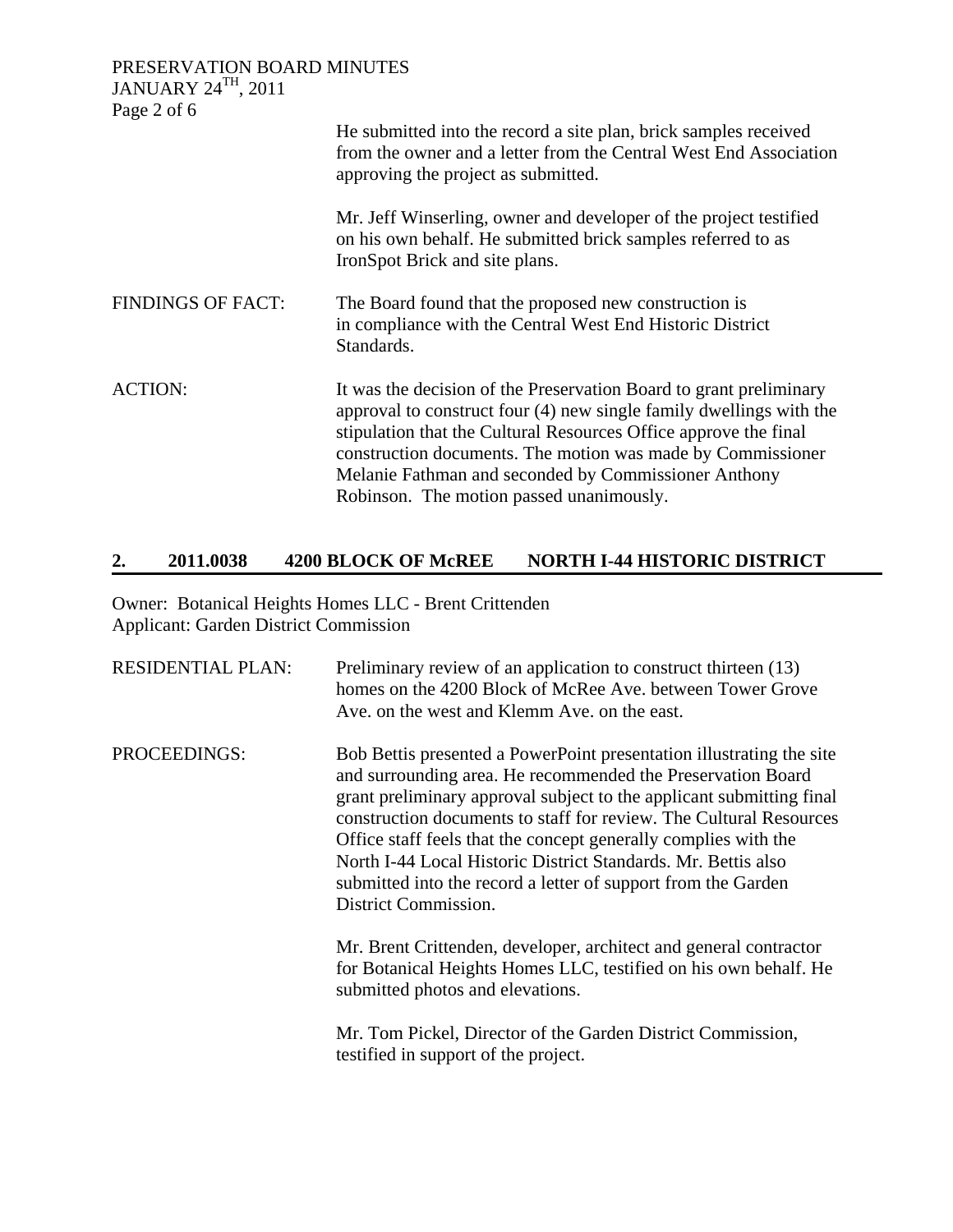He submitted into the record a site plan, brick samples received from the owner and a letter from the Central West End Association approving the project as submitted.

Mr. Jeff Winserling, owner and developer of the project testified on his own behalf. He submitted brick samples referred to as IronSpot Brick and site plans.

FINDINGS OF FACT: The Board found that the proposed new construction is in compliance with the Central West End Historic District Standards.

ACTION: It was the decision of the Preservation Board to grant preliminary approval to construct four (4) new single family dwellings with the stipulation that the Cultural Resources Office approve the final construction documents. The motion was made by Commissioner Melanie Fathman and seconded by Commissioner Anthony Robinson. The motion passed unanimously.

## 2. 2011.0038 4200 BLOCK OF McREE NORTH I-44 HISTORIC DISTRICT

Owner: Botanical Heights Homes LLC - Brent Crittenden
Applicant: Garden District Commission

RESIDENTIAL PLAN: Preliminary review of an application to construct thirteen (13) homes on the 4200 Block of McRee Ave. between Tower Grove Ave. on the west and Klemm Ave. on the east.

PROCEEDINGS: Bob Bettis presented a PowerPoint presentation illustrating the site and surrounding area. He recommended the Preservation Board grant preliminary approval subject to the applicant submitting final construction documents to staff for review. The Cultural Resources Office staff feels that the concept generally complies with the North I-44 Local Historic District Standards. Mr. Bettis also submitted into the record a letter of support from the Garden District Commission.

Mr. Brent Crittenden, developer, architect and general contractor for Botanical Heights Homes LLC, testified on his own behalf. He submitted photos and elevations.

Mr. Tom Pickel, Director of the Garden District Commission, testified in support of the project.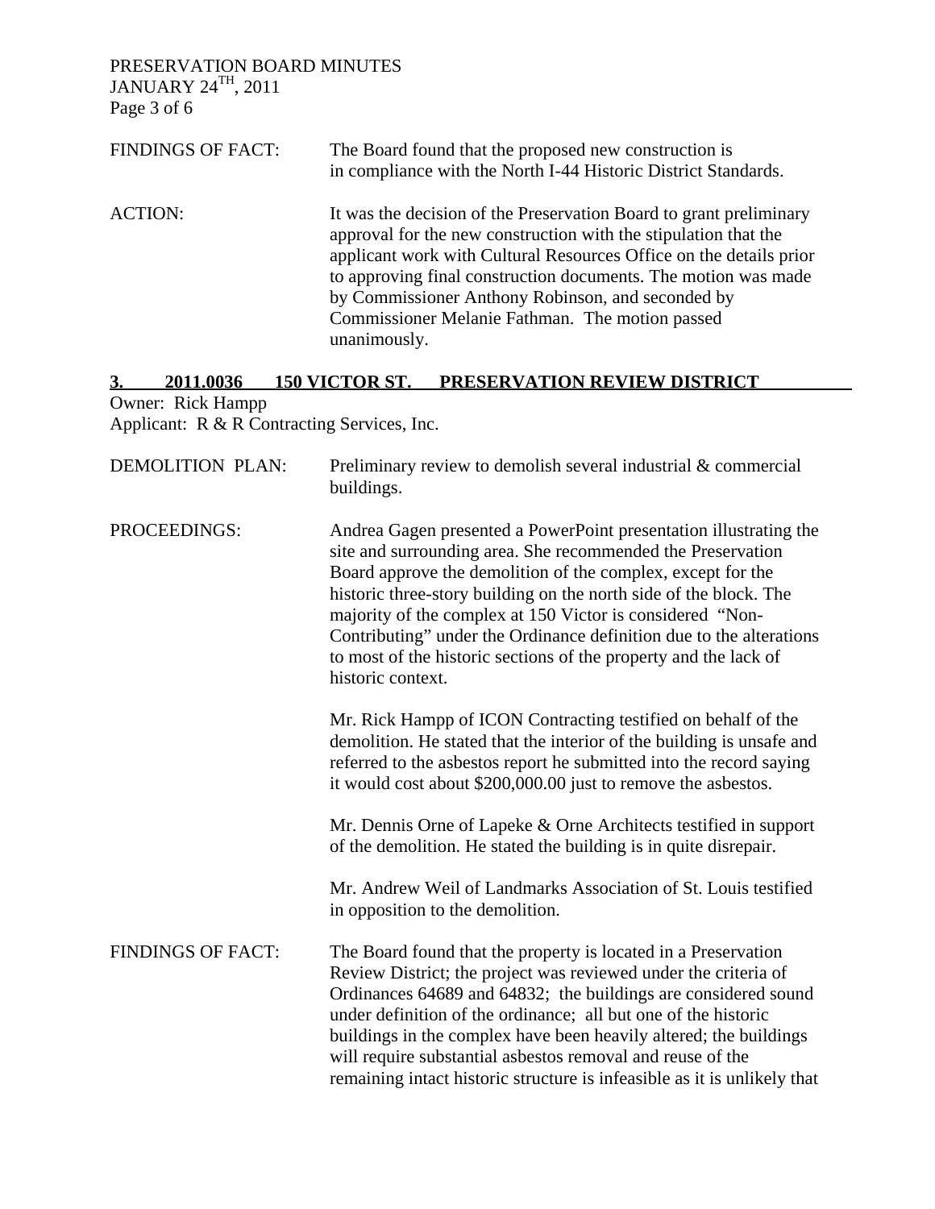FINDINGS OF FACT: The Board found that the proposed new construction is in compliance with the North I-44 Historic District Standards.

ACTION: It was the decision of the Preservation Board to grant preliminary approval for the new construction with the stipulation that the applicant work with Cultural Resources Office on the details prior to approving final construction documents. The motion was made by Commissioner Anthony Robinson, and seconded by Commissioner Melanie Fathman. The motion passed unanimously.

### **3. 2011.0036 150 VICTOR ST. PRESERVATION REVIEW DISTRICT**

Owner: Rick Hampp
Applicant: R & R Contracting Services, Inc.

DEMOLITION PLAN: Preliminary review to demolish several industrial & commercial buildings.

PROCEEDINGS: Andrea Gagen presented a PowerPoint presentation illustrating the site and surrounding area. She recommended the Preservation Board approve the demolition of the complex, except for the historic three-story building on the north side of the block. The majority of the complex at 150 Victor is considered "Non-Contributing" under the Ordinance definition due to the alterations to most of the historic sections of the property and the lack of historic context.

Mr. Rick Hampp of ICON Contracting testified on behalf of the demolition. He stated that the interior of the building is unsafe and referred to the asbestos report he submitted into the record saying it would cost about $200,000.00 just to remove the asbestos.

Mr. Dennis Orne of Lapeke & Orne Architects testified in support of the demolition. He stated the building is in quite disrepair.

Mr. Andrew Weil of Landmarks Association of St. Louis testified in opposition to the demolition.

FINDINGS OF FACT: The Board found that the property is located in a Preservation Review District; the project was reviewed under the criteria of Ordinances 64689 and 64832; the buildings are considered sound under definition of the ordinance; all but one of the historic buildings in the complex have been heavily altered; the buildings will require substantial asbestos removal and reuse of the remaining intact historic structure is infeasible as it is unlikely that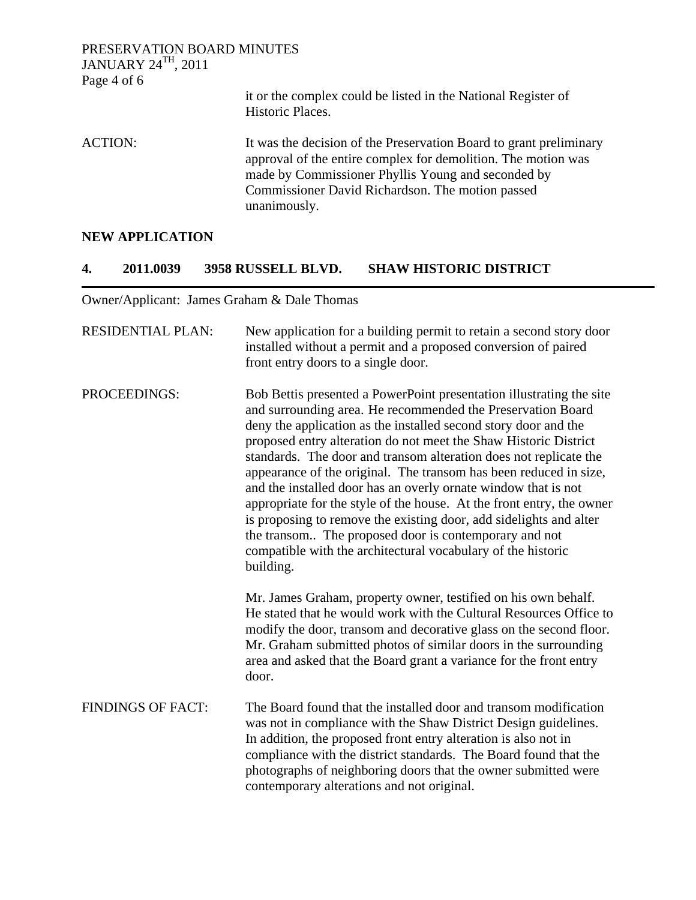it or the complex could be listed in the National Register of Historic Places.

ACTION: It was the decision of the Preservation Board to grant preliminary approval of the entire complex for demolition. The motion was made by Commissioner Phyllis Young and seconded by Commissioner David Richardson. The motion passed unanimously.

**NEW APPLICATION**

## 4. 2011.0039 3958 RUSSELL BLVD. SHAW HISTORIC DISTRICT

Owner/Applicant: James Graham & Dale Thomas

RESIDENTIAL PLAN: New application for a building permit to retain a second story door installed without a permit and a proposed conversion of paired front entry doors to a single door.

PROCEEDINGS: Bob Bettis presented a PowerPoint presentation illustrating the site and surrounding area. He recommended the Preservation Board deny the application as the installed second story door and the proposed entry alteration do not meet the Shaw Historic District standards. The door and transom alteration does not replicate the appearance of the original. The transom has been reduced in size, and the installed door has an overly ornate window that is not appropriate for the style of the house. At the front entry, the owner is proposing to remove the existing door, add sidelights and alter the transom.. The proposed door is contemporary and not compatible with the architectural vocabulary of the historic building.

Mr. James Graham, property owner, testified on his own behalf. He stated that he would work with the Cultural Resources Office to modify the door, transom and decorative glass on the second floor. Mr. Graham submitted photos of similar doors in the surrounding area and asked that the Board grant a variance for the front entry door.

FINDINGS OF FACT: The Board found that the installed door and transom modification was not in compliance with the Shaw District Design guidelines. In addition, the proposed front entry alteration is also not in compliance with the district standards. The Board found that the photographs of neighboring doors that the owner submitted were contemporary alterations and not original.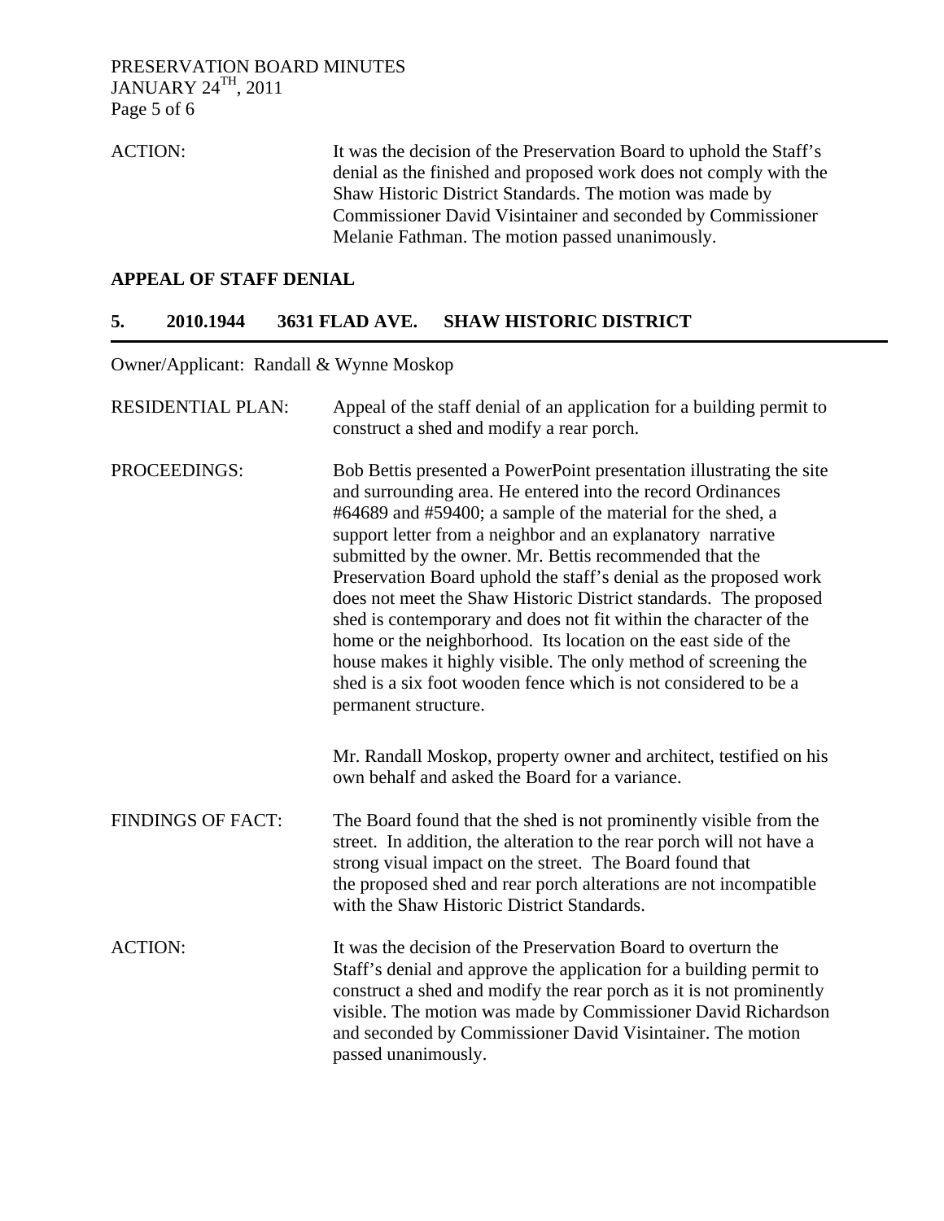ACTION: It was the decision of the Preservation Board to uphold the Staff's denial as the finished and proposed work does not comply with the Shaw Historic District Standards. The motion was made by Commissioner David Visintainer and seconded by Commissioner Melanie Fathman. The motion passed unanimously.

## APPEAL OF STAFF DENIAL

## 5. 2010.1944 3631 FLAD AVE. SHAW HISTORIC DISTRICT

Owner/Applicant: Randall & Wynne Moskop

RESIDENTIAL PLAN: Appeal of the staff denial of an application for a building permit to construct a shed and modify a rear porch.

PROCEEDINGS: Bob Bettis presented a PowerPoint presentation illustrating the site and surrounding area. He entered into the record Ordinances #64689 and #59400; a sample of the material for the shed, a support letter from a neighbor and an explanatory narrative submitted by the owner. Mr. Bettis recommended that the Preservation Board uphold the staff's denial as the proposed work does not meet the Shaw Historic District standards. The proposed shed is contemporary and does not fit within the character of the home or the neighborhood. Its location on the east side of the house makes it highly visible. The only method of screening the shed is a six foot wooden fence which is not considered to be a permanent structure.

Mr. Randall Moskop, property owner and architect, testified on his own behalf and asked the Board for a variance.

FINDINGS OF FACT: The Board found that the shed is not prominently visible from the street. In addition, the alteration to the rear porch will not have a strong visual impact on the street. The Board found that the proposed shed and rear porch alterations are not incompatible with the Shaw Historic District Standards.

ACTION: It was the decision of the Preservation Board to overturn the Staff's denial and approve the application for a building permit to construct a shed and modify the rear porch as it is not prominently visible. The motion was made by Commissioner David Richardson and seconded by Commissioner David Visintainer. The motion passed unanimously.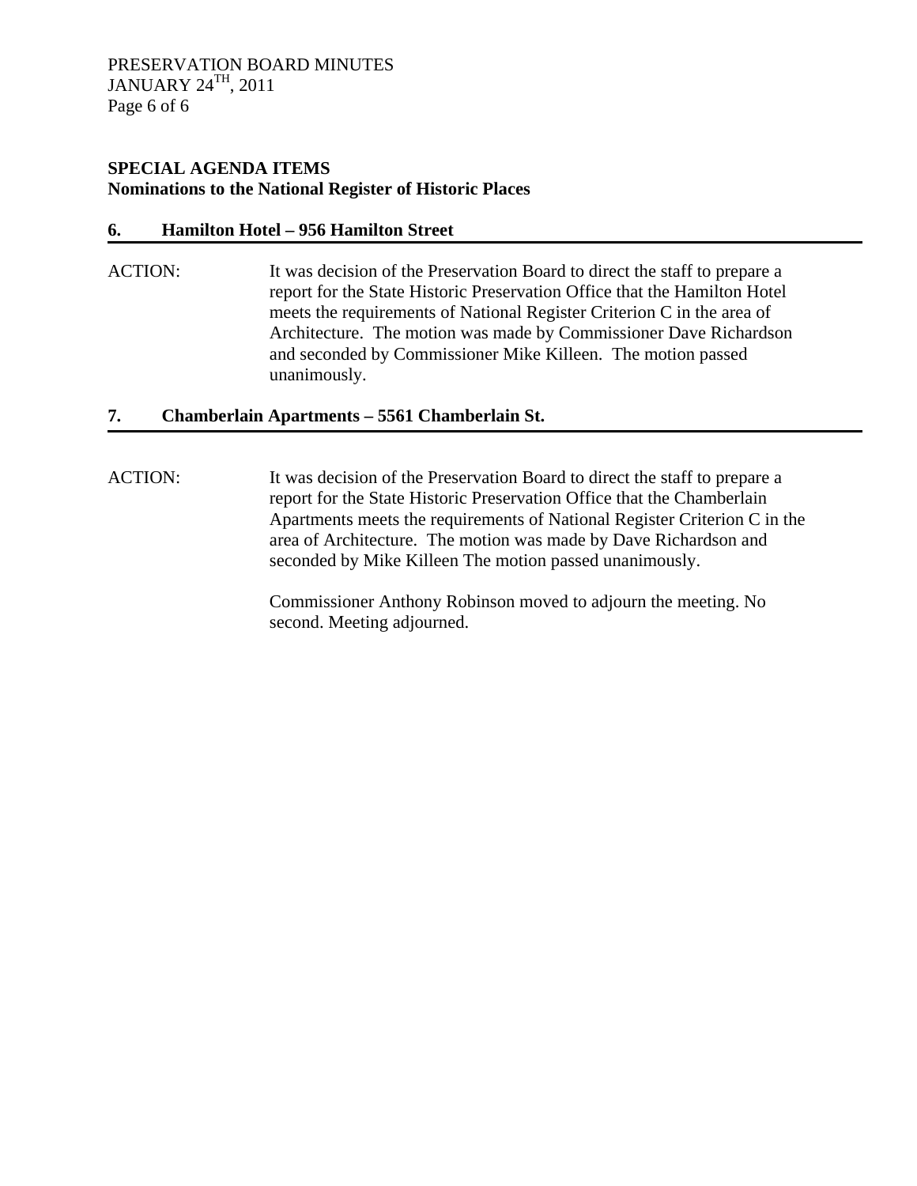## SPECIAL AGENDA ITEMS

**Nominations to the National Register of Historic Places**

### 6. Hamilton Hotel – 956 Hamilton Street

ACTION: It was decision of the Preservation Board to direct the staff to prepare a report for the State Historic Preservation Office that the Hamilton Hotel meets the requirements of National Register Criterion C in the area of Architecture. The motion was made by Commissioner Dave Richardson and seconded by Commissioner Mike Killeen. The motion passed unanimously.

### 7. Chamberlain Apartments – 5561 Chamberlain St.

ACTION: It was decision of the Preservation Board to direct the staff to prepare a report for the State Historic Preservation Office that the Chamberlain Apartments meets the requirements of National Register Criterion C in the area of Architecture. The motion was made by Dave Richardson and seconded by Mike Killeen The motion passed unanimously.

Commissioner Anthony Robinson moved to adjourn the meeting. No second. Meeting adjourned.